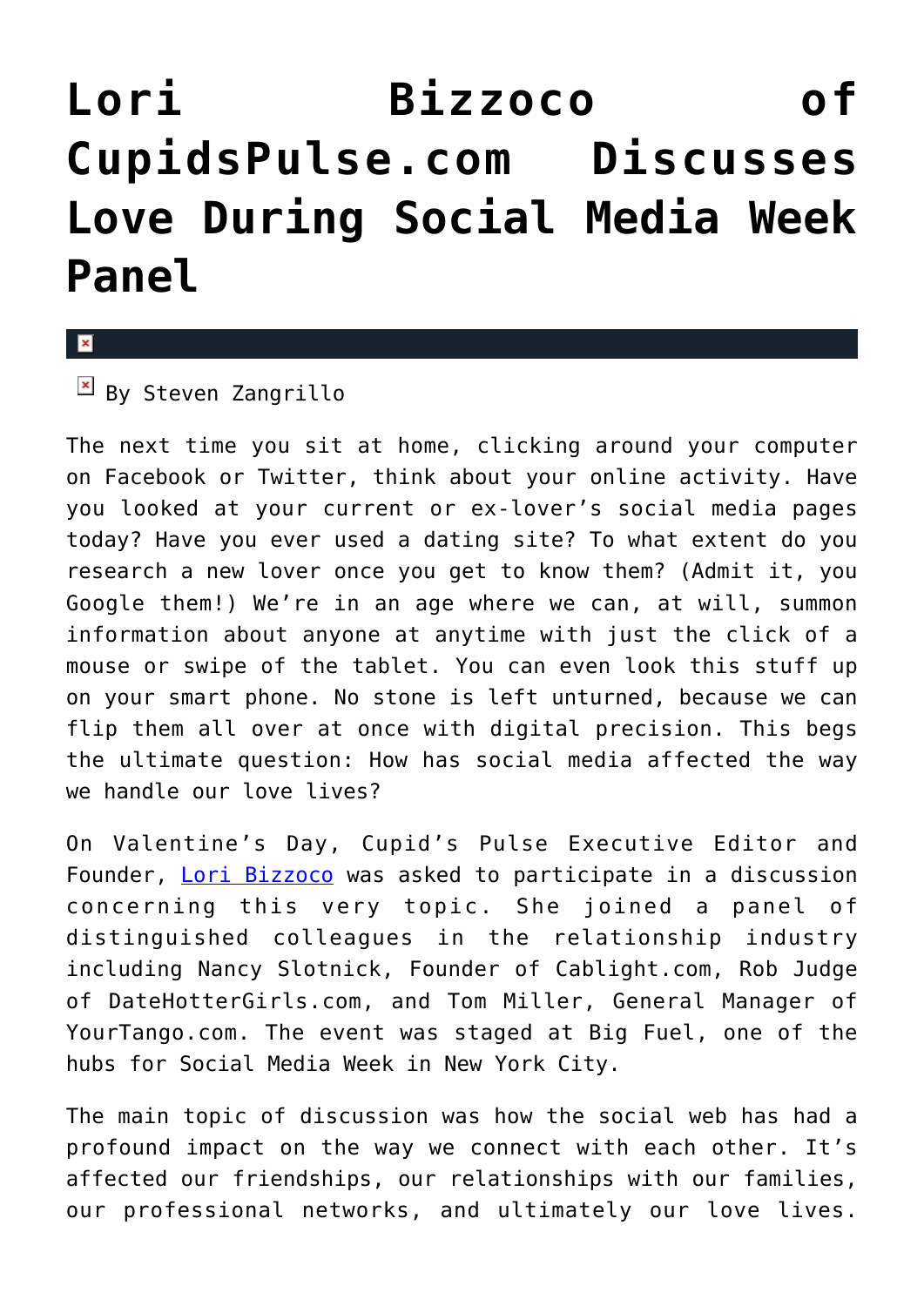# Lori Bizzoco of CupidsPulse.com Discusses Love During Social Media Week Panel

By Steven Zangrillo

The next time you sit at home, clicking around your computer on Facebook or Twitter, think about your online activity. Have you looked at your current or ex-lover's social media pages today? Have you ever used a dating site? To what extent do you research a new lover once you get to know them? (Admit it, you Google them!) We're in an age where we can, at will, summon information about anyone at anytime with just the click of a mouse or swipe of the tablet. You can even look this stuff up on your smart phone. No stone is left unturned, because we can flip them all over at once with digital precision. This begs the ultimate question: How has social media affected the way we handle our love lives?

On Valentine's Day, Cupid's Pulse Executive Editor and Founder, [Lori Bizzoco](#) was asked to participate in a discussion concerning this very topic. She joined a panel of distinguished colleagues in the relationship industry including Nancy Slotnick, Founder of Cablight.com, Rob Judge of DateHotterGirls.com, and Tom Miller, General Manager of YourTango.com. The event was staged at Big Fuel, one of the hubs for Social Media Week in New York City.

The main topic of discussion was how the social web has had a profound impact on the way we connect with each other. It's affected our friendships, our relationships with our families, our professional networks, and ultimately our love lives.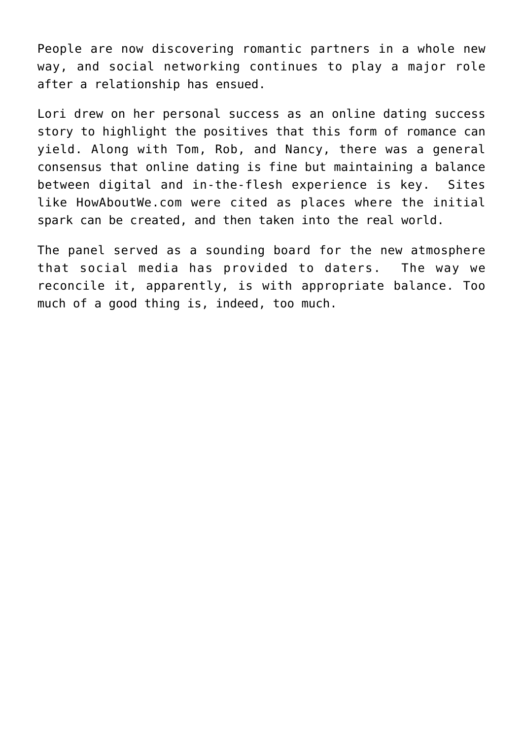People are now discovering romantic partners in a whole new way, and social networking continues to play a major role after a relationship has ensued.

Lori drew on her personal success as an online dating success story to highlight the positives that this form of romance can yield. Along with Tom, Rob, and Nancy, there was a general consensus that online dating is fine but maintaining a balance between digital and in-the-flesh experience is key. Sites like HowAboutWe.com were cited as places where the initial spark can be created, and then taken into the real world.

The panel served as a sounding board for the new atmosphere that social media has provided to daters. The way we reconcile it, apparently, is with appropriate balance. Too much of a good thing is, indeed, too much.